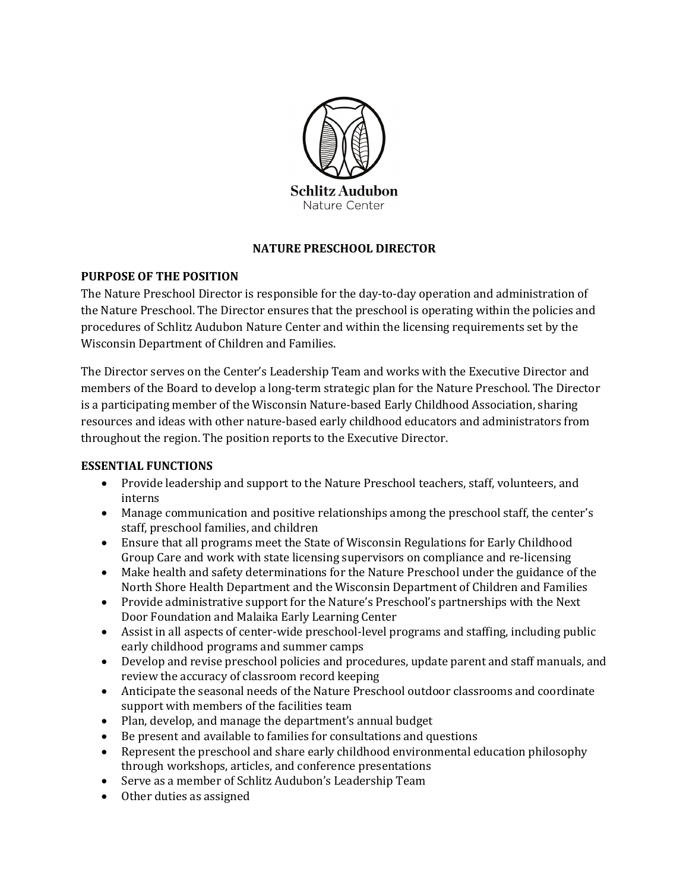Schlitz Audubon

Nature Center

# NATURE PRESCHOOL DIRECTOR

## PURPOSE OF THE POSITION

The Nature Preschool Director is responsible for the day-to-day operation and administration of the Nature Preschool. The Director ensures that the preschool is operating within the policies and procedures of Schlitz Audubon Nature Center and within the licensing requirements set by the Wisconsin Department of Children and Families.

The Director serves on the Center's Leadership Team and works with the Executive Director and members of the Board to develop a long-term strategic plan for the Nature Preschool. The Director is a participating member of the Wisconsin Nature-based Early Childhood Association, sharing resources and ideas with other nature-based early childhood educators and administrators from throughout the region. The position reports to the Executive Director.

## ESSENTIAL FUNCTIONS

- Provide leadership and support to the Nature Preschool teachers, staff, volunteers, and interns
- Manage communication and positive relationships among the preschool staff, the center's staff, preschool families, and children
- Ensure that all programs meet the State of Wisconsin Regulations for Early Childhood Group Care and work with state licensing supervisors on compliance and re-licensing
- Make health and safety determinations for the Nature Preschool under the guidance of the North Shore Health Department and the Wisconsin Department of Children and Families
- Provide administrative support for the Nature's Preschool's partnerships with the Next Door Foundation and Malaika Early Learning Center
- Assist in all aspects of center-wide preschool-level programs and staffing, including public early childhood programs and summer camps
- Develop and revise preschool policies and procedures, update parent and staff manuals, and review the accuracy of classroom record keeping
- Anticipate the seasonal needs of the Nature Preschool outdoor classrooms and coordinate support with members of the facilities team
- Plan, develop, and manage the department's annual budget
- Be present and available to families for consultations and questions
- Represent the preschool and share early childhood environmental education philosophy through workshops, articles, and conference presentations
- Serve as a member of Schlitz Audubon's Leadership Team
- Other duties as assigned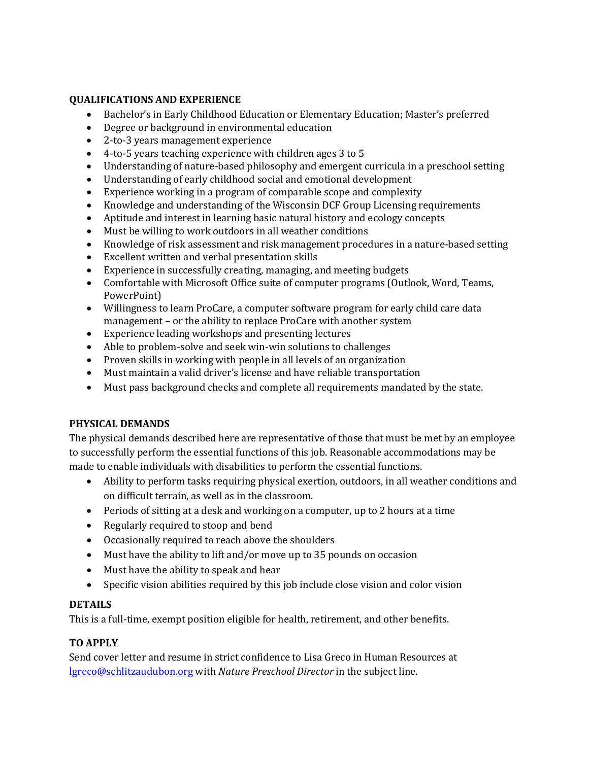**QUALIFICATIONS AND EXPERIENCE**

- Bachelor's in Early Childhood Education or Elementary Education; Master's preferred
- Degree or background in environmental education
- 2-to-3 years management experience
- 4-to-5 years teaching experience with children ages 3 to 5
- Understanding of nature-based philosophy and emergent curricula in a preschool setting
- Understanding of early childhood social and emotional development
- Experience working in a program of comparable scope and complexity
- Knowledge and understanding of the Wisconsin DCF Group Licensing requirements
- Aptitude and interest in learning basic natural history and ecology concepts
- Must be willing to work outdoors in all weather conditions
- Knowledge of risk assessment and risk management procedures in a nature-based setting
- Excellent written and verbal presentation skills
- Experience in successfully creating, managing, and meeting budgets
- Comfortable with Microsoft Office suite of computer programs (Outlook, Word, Teams, PowerPoint)
- Willingness to learn ProCare, a computer software program for early child care data management – or the ability to replace ProCare with another system
- Experience leading workshops and presenting lectures
- Able to problem-solve and seek win-win solutions to challenges
- Proven skills in working with people in all levels of an organization
- Must maintain a valid driver's license and have reliable transportation
- Must pass background checks and complete all requirements mandated by the state.

**PHYSICAL DEMANDS**

The physical demands described here are representative of those that must be met by an employee to successfully perform the essential functions of this job. Reasonable accommodations may be made to enable individuals with disabilities to perform the essential functions.

- Ability to perform tasks requiring physical exertion, outdoors, in all weather conditions and on difficult terrain, as well as in the classroom.
- Periods of sitting at a desk and working on a computer, up to 2 hours at a time
- Regularly required to stoop and bend
- Occasionally required to reach above the shoulders
- Must have the ability to lift and/or move up to 35 pounds on occasion
- Must have the ability to speak and hear
- Specific vision abilities required by this job include close vision and color vision

**DETAILS**

This is a full-time, exempt position eligible for health, retirement, and other benefits.

**TO APPLY**

Send cover letter and resume in strict confidence to Lisa Greco in Human Resources at lgreco@schlitzaudubon.org with *Nature Preschool Director* in the subject line.